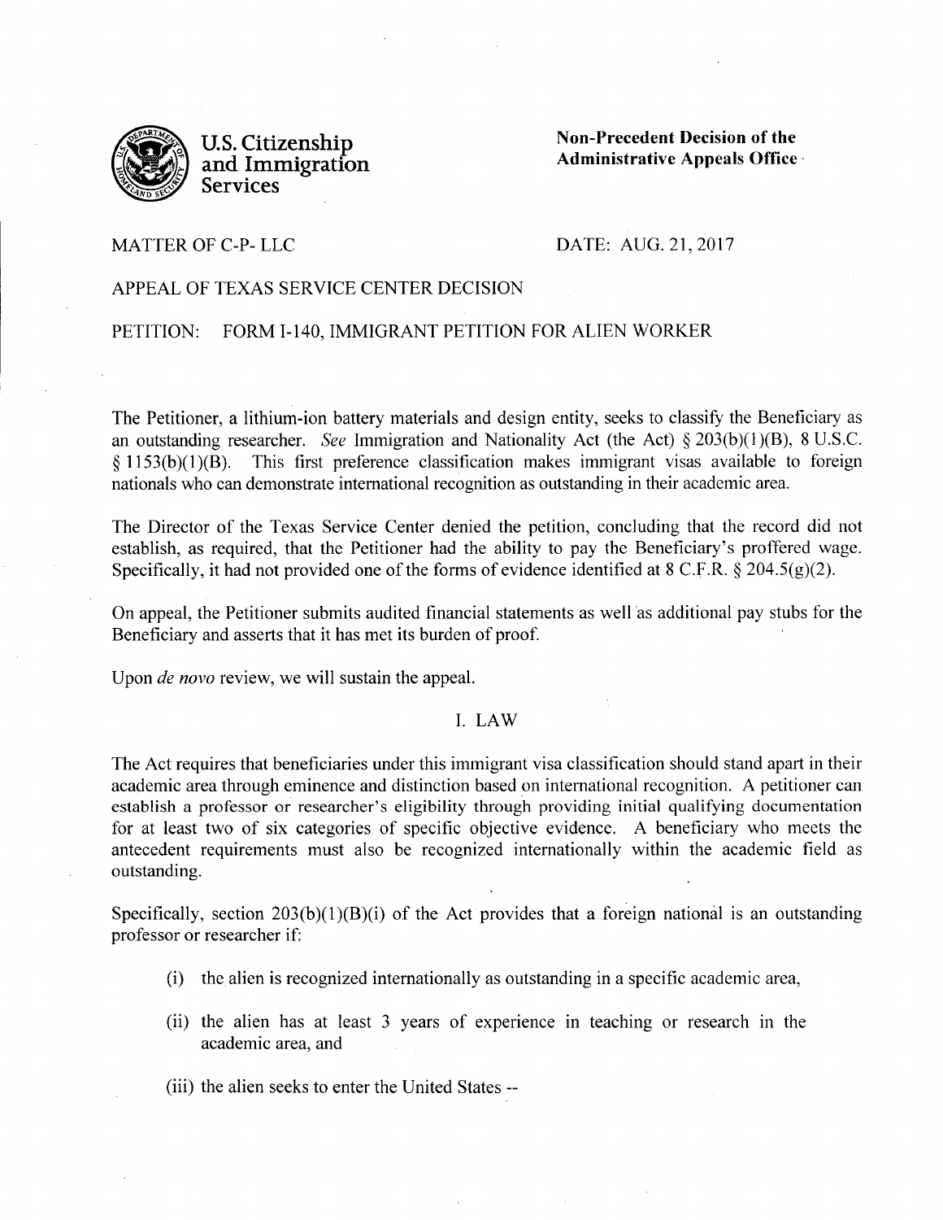**U.S. Citizenship and Immigration Services**

**Non-Precedent Decision of the Administrative Appeals Office**

MATTER OF C-P- LLC

DATE: AUG. 21, 2017

APPEAL OF TEXAS SERVICE CENTER DECISION

PETITION: FORM I-140, IMMIGRANT PETITION FOR ALIEN WORKER

The Petitioner, a lithium-ion battery materials and design entity, seeks to classify the Beneficiary as an outstanding researcher. *See* Immigration and Nationality Act (the Act) § 203(b)(1)(B), 8 U.S.C. § 1153(b)(1)(B). This first preference classification makes immigrant visas available to foreign nationals who can demonstrate international recognition as outstanding in their academic area.

The Director of the Texas Service Center denied the petition, concluding that the record did not establish, as required, that the Petitioner had the ability to pay the Beneficiary's proffered wage. Specifically, it had not provided one of the forms of evidence identified at 8 C.F.R. § 204.5(g)(2).

On appeal, the Petitioner submits audited financial statements as well as additional pay stubs for the Beneficiary and asserts that it has met its burden of proof.

Upon *de novo* review, we will sustain the appeal.

## I. LAW

The Act requires that beneficiaries under this immigrant visa classification should stand apart in their academic area through eminence and distinction based on international recognition. A petitioner can establish a professor or researcher's eligibility through providing initial qualifying documentation for at least two of six categories of specific objective evidence. A beneficiary who meets the antecedent requirements must also be recognized internationally within the academic field as outstanding.

Specifically, section 203(b)(1)(B)(i) of the Act provides that a foreign national is an outstanding professor or researcher if:

(i) the alien is recognized internationally as outstanding in a specific academic area,

(ii) the alien has at least 3 years of experience in teaching or research in the academic area, and

(iii) the alien seeks to enter the United States --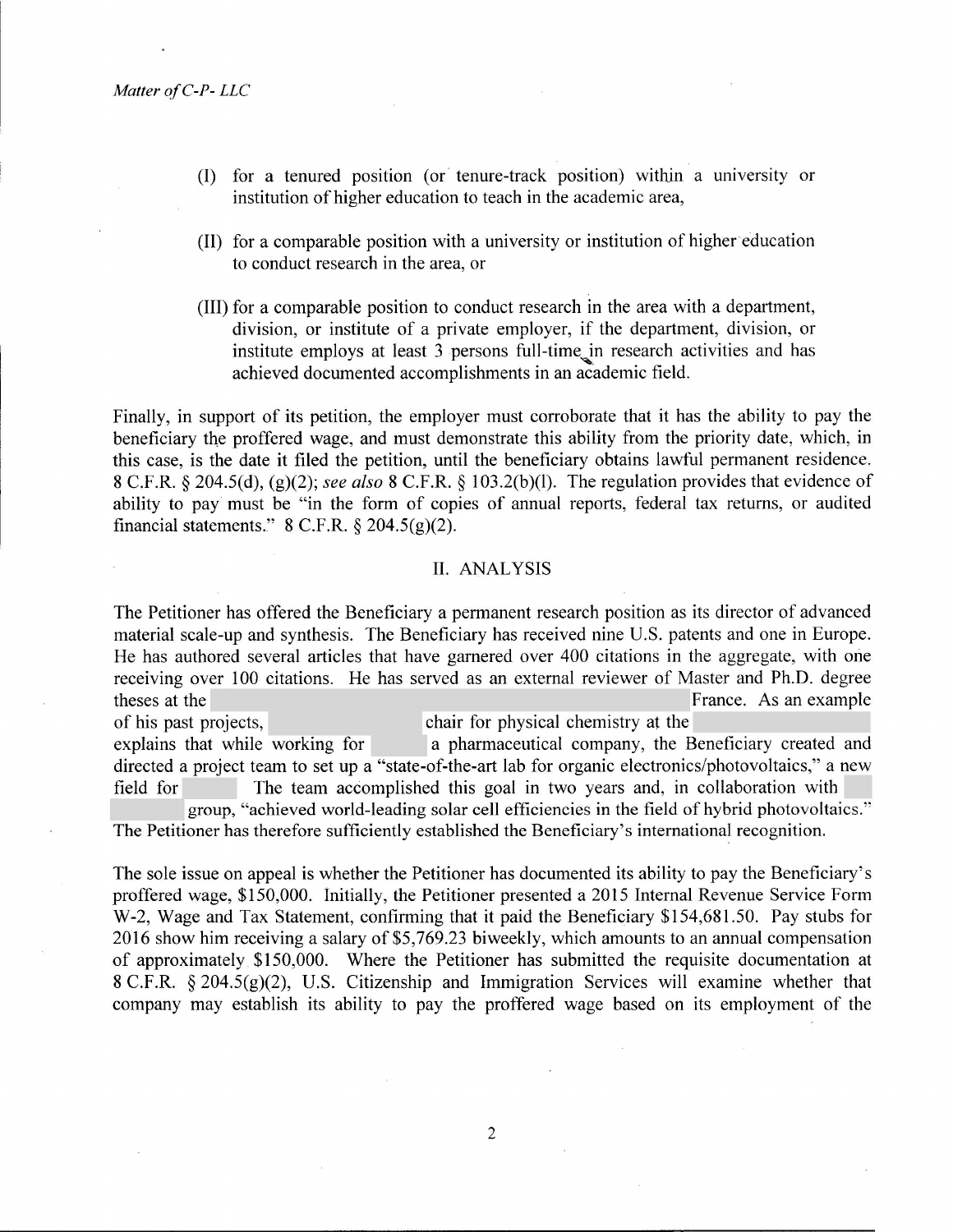(I) for a tenured position (or tenure-track position) within a university or institution of higher education to teach in the academic area,

(II) for a comparable position with a university or institution of higher education to conduct research in the area, or

(III) for a comparable position to conduct research in the area with a department, division, or institute of a private employer, if the department, division, or institute employs at least 3 persons full-time in research activities and has achieved documented accomplishments in an academic field.

Finally, in support of its petition, the employer must corroborate that it has the ability to pay the beneficiary the proffered wage, and must demonstrate this ability from the priority date, which, in this case, is the date it filed the petition, until the beneficiary obtains lawful permanent residence. 8 C.F.R. § 204.5(d), (g)(2); *see also* 8 C.F.R. § 103.2(b)(1). The regulation provides that evidence of ability to pay must be "in the form of copies of annual reports, federal tax returns, or audited financial statements." 8 C.F.R. § 204.5(g)(2).

## II. ANALYSIS

The Petitioner has offered the Beneficiary a permanent research position as its director of advanced material scale-up and synthesis. The Beneficiary has received nine U.S. patents and one in Europe. He has authored several articles that have garnered over 400 citations in the aggregate, with one receiving over 100 citations. He has served as an external reviewer of Master and Ph.D. degree theses at the France. As an example of his past projects, chair for physical chemistry at the explains that while working for a pharmaceutical company, the Beneficiary created and directed a project team to set up a "state-of-the-art lab for organic electronics/photovoltaics," a new field for The team accomplished this goal in two years and, in collaboration with group, "achieved world-leading solar cell efficiencies in the field of hybrid photovoltaics." The Petitioner has therefore sufficiently established the Beneficiary's international recognition.

The sole issue on appeal is whether the Petitioner has documented its ability to pay the Beneficiary's proffered wage, $150,000. Initially, the Petitioner presented a 2015 Internal Revenue Service Form W-2, Wage and Tax Statement, confirming that it paid the Beneficiary $154,681.50. Pay stubs for 2016 show him receiving a salary of $5,769.23 biweekly, which amounts to an annual compensation of approximately $150,000. Where the Petitioner has submitted the requisite documentation at 8 C.F.R. § 204.5(g)(2), U.S. Citizenship and Immigration Services will examine whether that company may establish its ability to pay the proffered wage based on its employment of the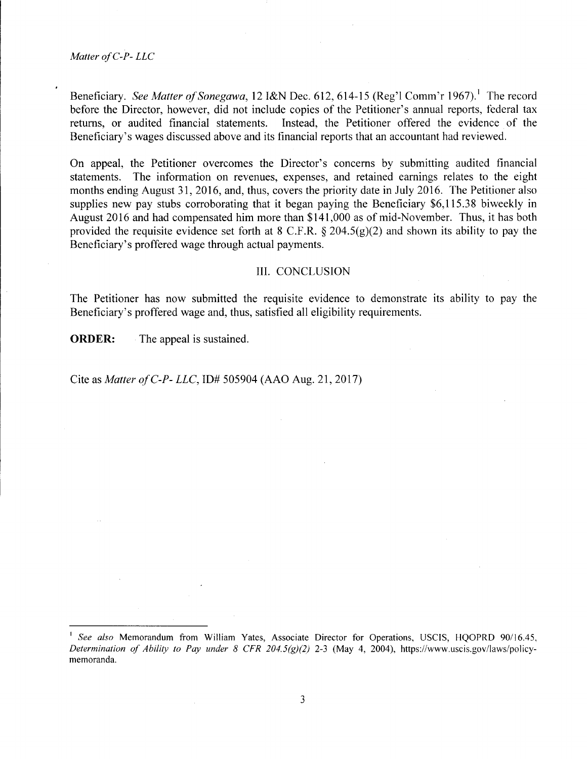Beneficiary. *See Matter of Sonegawa*, 12 I&N Dec. 612, 614-15 (Reg'l Comm'r 1967).[1] The record before the Director, however, did not include copies of the Petitioner's annual reports, federal tax returns, or audited financial statements. Instead, the Petitioner offered the evidence of the Beneficiary's wages discussed above and its financial reports that an accountant had reviewed.

On appeal, the Petitioner overcomes the Director's concerns by submitting audited financial statements. The information on revenues, expenses, and retained earnings relates to the eight months ending August 31, 2016, and, thus, covers the priority date in July 2016. The Petitioner also supplies new pay stubs corroborating that it began paying the Beneficiary $6,115.38 biweekly in August 2016 and had compensated him more than $141,000 as of mid-November. Thus, it has both provided the requisite evidence set forth at 8 C.F.R. § 204.5(g)(2) and shown its ability to pay the Beneficiary's proffered wage through actual payments.

## III. CONCLUSION

The Petitioner has now submitted the requisite evidence to demonstrate its ability to pay the Beneficiary's proffered wage and, thus, satisfied all eligibility requirements.

**ORDER:** The appeal is sustained.

Cite as *Matter of C-P- LLC*, ID# 505904 (AAO Aug. 21, 2017)

---

[1] *See also* Memorandum from William Yates, Associate Director for Operations, USCIS, HQOPRD 90/16.45, *Determination of Ability to Pay under 8 CFR 204.5(g)(2)* 2-3 (May 4, 2004), https://www.uscis.gov/laws/policy-memoranda.